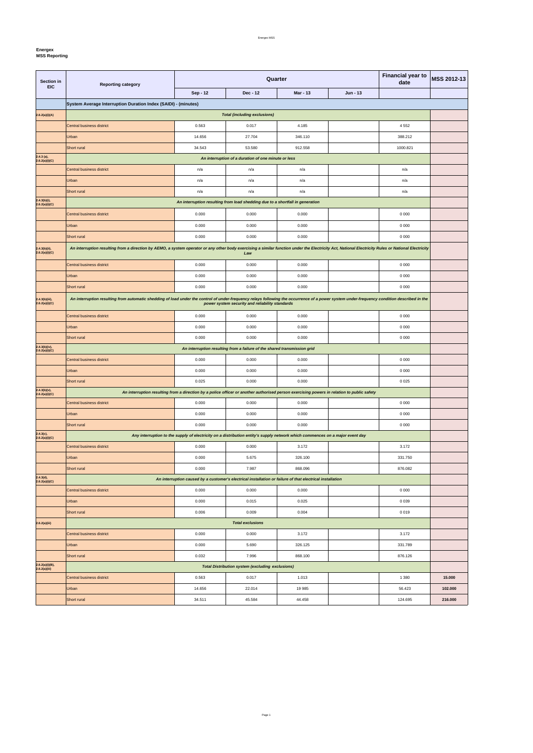**Energex**
**MSS Reporting**

| Section in EIC | Reporting category | Quarter | | | | Financial year to date | MSS 2012-13 |
|---|---|---|---|---|---|---|---|
| | | Sep - 12 | Dec - 12 | Mar - 13 | Jun - 13 | | |
| | **System Average Interruption Duration Index (SAIDI) - (minutes)** | | | | | | |
| **2.6.2(a)(i)(A)** | ***Total (including exclusions)*** | | | | | | |
| | Central business district | 0.563 | 0.017 | 4.185 | | 4 552 | |
| | Urban | 14.656 | 27.704 | 346.110 | | 388.212 | |
| | Short rural | 34.543 | 53.580 | 912.558 | | 1000.821 | |
| **2.4.3 (a), 2.6.2(a)(i)(C)** | ***An interruption of a duration of one minute or less*** | | | | | | |
| | Central business district | n/a | n/a | n/a | | n/a | |
| | Urban | n/a | n/a | n/a | | n/a | |
| | Short rural | n/a | n/a | n/a | | n/a | |
| **2.4.3(b)(i), 2.6.2(a)(i)(C)** | ***An interruption resulting from load shedding due to a shortfall in generation*** | | | | | | |
| | Central business district | 0.000 | 0.000 | 0.000 | | 0 000 | |
| | Urban | 0.000 | 0.000 | 0.000 | | 0 000 | |
| | Short rural | 0.000 | 0.000 | 0.000 | | 0 000 | |
| **2.4.3(b)(ii), 2.6.2(a)(i)(C)** | ***An interruption resulting from a direction by AEMO, a system operator or any other body exercising a similar function under the Electricity Act, National Electricity Rules or National Electricity Law*** | | | | | | |
| | Central business district | 0.000 | 0.000 | 0.000 | | 0 000 | |
| | Urban | 0.000 | 0.000 | 0.000 | | 0 000 | |
| | Short rural | 0.000 | 0.000 | 0.000 | | 0 000 | |
| **2.4.3(b)(iii), 2.6.2(a)(i)(C)** | ***An interruption resulting from automatic shedding of load under the control of under-frequency relays following the occurrence of a power system under-frequency condition described in the power system security and reliability standards*** | | | | | | |
| | Central business district | 0.000 | 0.000 | 0.000 | | 0 000 | |
| | Urban | 0.000 | 0.000 | 0.000 | | 0 000 | |
| | Short rural | 0.000 | 0.000 | 0.000 | | 0 000 | |
| **2.4.3(b)(iv), 2.6.2(a)(i)(C)** | ***An interruption resulting from a failure of the shared transmission grid*** | | | | | | |
| | Central business district | 0.000 | 0.000 | 0.000 | | 0 000 | |
| | Urban | 0.000 | 0.000 | 0.000 | | 0 000 | |
| | Short rural | 0.025 | 0.000 | 0.000 | | 0 025 | |
| **2.4.3(b)(v), 2.6.2(a)(i)(C)** | ***An interruption resulting from a direction by a police officer or another authorised person exercising powers in relation to public safety*** | | | | | | |
| | Central business district | 0.000 | 0.000 | 0.000 | | 0 000 | |
| | Urban | 0.000 | 0.000 | 0.000 | | 0 000 | |
| | Short rural | 0.000 | 0.000 | 0.000 | | 0 000 | |
| **2.4.3(c), 2.6.2(a)(i)(C)** | ***Any interruption to the supply of electricity on a distribution entity's supply network which commences on a major event day*** | | | | | | |
| | Central business district | 0.000 | 0.000 | 3.172 | | 3.172 | |
| | Urban | 0.000 | 5.675 | 326.100 | | 331.750 | |
| | Short rural | 0.000 | 7.987 | 868.096 | | 876.082 | |
| **2.4.3(d), 2.6.2(a)(i)(C)** | ***An interruption caused by a customer's electrical installation or failure of that electrical installation*** | | | | | | |
| | Central business district | 0.000 | 0.000 | 0.000 | | 0 000 | |
| | Urban | 0.000 | 0.015 | 0.025 | | 0 039 | |
| | Short rural | 0.006 | 0.009 | 0.004 | | 0 019 | |
| **2.6.2(a)(iii)** | ***Total exclusions*** | | | | | | |
| | Central business district | 0.000 | 0.000 | 3.172 | | 3.172 | |
| | Urban | 0.000 | 5.690 | 326.125 | | 331.789 | |
| | Short rural | 0.032 | 7.996 | 868.100 | | 876.126 | |
| **2.6.2(a)(i)(B), 2.6.2(a)(iii)** | ***Total Distribution system (excluding exclusions)*** | | | | | | |
| | Central business district | 0.563 | 0.017 | 1.013 | | 1 380 | **15.000** |
| | Urban | 14.656 | 22.014 | 19 985 | | 56.423 | **102.000** |
| | Short rural | 34.511 | 45.584 | 44.458 | | 124.695 | **216.000** |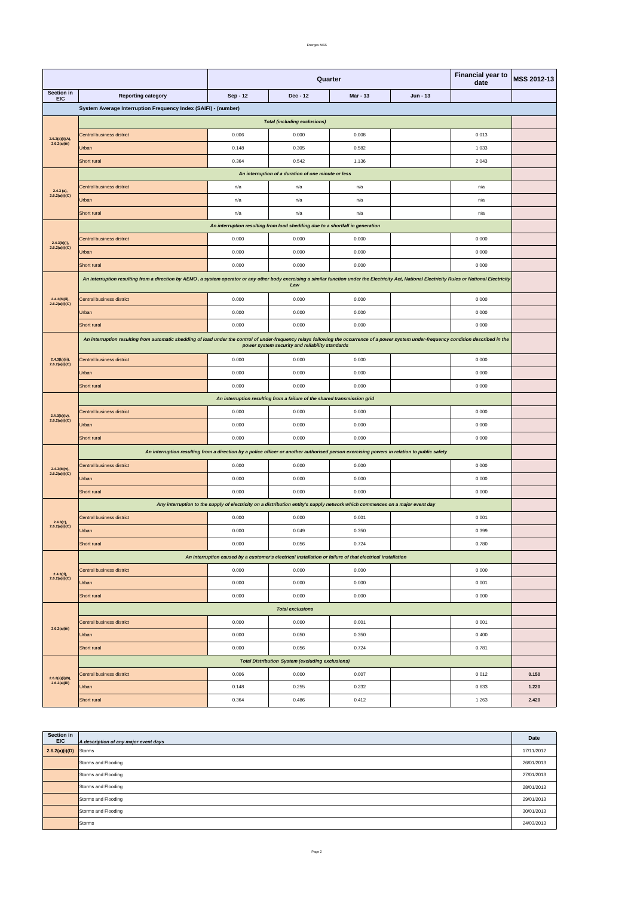| | | Quarter | | | | Financial year to date | MSS 2012-13 |
|---|---|---|---|---|---|---|---|
| Section in EIC | Reporting category | Sep - 12 | Dec - 12 | Mar - 13 | Jun - 13 | | |
| | **System Average Interruption Frequency Index (SAIFI) - (number)** | | | | | | |
| | *Total (including exclusions)* | | | | | | |
| 2.6.2(a)(i)(A), 2.6.2(a)(iii) | Central business district | 0.006 | 0.000 | 0.008 | | 0 013 | |
| | Urban | 0.148 | 0.305 | 0.582 | | 1 033 | |
| | Short rural | 0.364 | 0.542 | 1.136 | | 2 043 | |
| | *An interruption of a duration of one minute or less* | | | | | | |
| 2.4.3 (a), 2.6.2(a)(i)(C) | Central business district | n/a | n/a | n/a | | n/a | |
| | Urban | n/a | n/a | n/a | | n/a | |
| | Short rural | n/a | n/a | n/a | | n/a | |
| | *An interruption resulting from load shedding due to a shortfall in generation* | | | | | | |
| 2.4.3(b)(i), 2.6.2(a)(i)(C) | Central business district | 0.000 | 0.000 | 0.000 | | 0 000 | |
| | Urban | 0.000 | 0.000 | 0.000 | | 0 000 | |
| | Short rural | 0.000 | 0.000 | 0.000 | | 0 000 | |
| | *An interruption resulting from a direction by AEMO , a system operator or any other body exercising a similar function under the Electricity Act, National Electricity Rules or National Electricity Law* | | | | | | |
| 2.4.3(b)(ii), 2.6.2(a)(i)(C) | Central business district | 0.000 | 0.000 | 0.000 | | 0 000 | |
| | Urban | 0.000 | 0.000 | 0.000 | | 0 000 | |
| | Short rural | 0.000 | 0.000 | 0.000 | | 0 000 | |
| | *An interruption resulting from automatic shedding of load under the control of under-frequency relays following the occurrence of a power system under-frequency condition described in the power system security and reliability standards* | | | | | | |
| 2.4.3(b)(iii), 2.6.2(a)(i)(C) | Central business district | 0.000 | 0.000 | 0.000 | | 0 000 | |
| | Urban | 0.000 | 0.000 | 0.000 | | 0 000 | |
| | Short rural | 0.000 | 0.000 | 0.000 | | 0 000 | |
| | *An interruption resulting from a failure of the shared transmission grid* | | | | | | |
| 2.4.3(b)(iv), 2.6.2(a)(i)(C) | Central business district | 0.000 | 0.000 | 0.000 | | 0 000 | |
| | Urban | 0.000 | 0.000 | 0.000 | | 0 000 | |
| | Short rural | 0.000 | 0.000 | 0.000 | | 0 000 | |
| | *An interruption resulting from a direction by a police officer or another authorised person exercising powers in relation to public safety* | | | | | | |
| 2.4.3(b)(v), 2.6.2(a)(i)(C) | Central business district | 0.000 | 0.000 | 0.000 | | 0 000 | |
| | Urban | 0.000 | 0.000 | 0.000 | | 0 000 | |
| | Short rural | 0.000 | 0.000 | 0.000 | | 0 000 | |
| | *Any interruption to the supply of electricity on a distribution entity's supply network which commences on a major event day* | | | | | | |
| 2.4.3(c), 2.6.2(a)(i)(C) | Central business district | 0.000 | 0.000 | 0.001 | | 0 001 | |
| | Urban | 0.000 | 0.049 | 0.350 | | 0 399 | |
| | Short rural | 0.000 | 0.056 | 0.724 | | 0.780 | |
| | *An interruption caused by a customer's electrical installation or failure of that electrical installation* | | | | | | |
| 2.4.3(d), 2.6.2(a)(i)(C) | Central business district | 0.000 | 0.000 | 0.000 | | 0 000 | |
| | Urban | 0.000 | 0.000 | 0.000 | | 0 001 | |
| | Short rural | 0.000 | 0.000 | 0.000 | | 0 000 | |
| | *Total exclusions* | | | | | | |
| 2.6.2(a)(iii) | Central business district | 0.000 | 0.000 | 0.001 | | 0 001 | |
| | Urban | 0.000 | 0.050 | 0.350 | | 0.400 | |
| | Short rural | 0.000 | 0.056 | 0.724 | | 0.781 | |
| | *Total Distribution System (excluding exclusions)* | | | | | | |
| 2.6.2(a)(i)(B), 2.6.2(a)(iii) | Central business district | 0.006 | 0.000 | 0.007 | | 0 012 | **0.150** |
| | Urban | 0.148 | 0.255 | 0.232 | | 0 633 | **1.220** |
| | Short rural | 0.364 | 0.486 | 0.412 | | 1 263 | **2.420** |

| Section in EIC | *A description of any major event days* | Date |
|---|---|---|
| **2.6.2(a)(i)(D)** | Storms | 17/11/2012 |
| | Storms and Flooding | 26/01/2013 |
| | Storms and Flooding | 27/01/2013 |
| | Storms and Flooding | 28/01/2013 |
| | Storms and Flooding | 29/01/2013 |
| | Storms and Flooding | 30/01/2013 |
| | Storms | 24/03/2013 |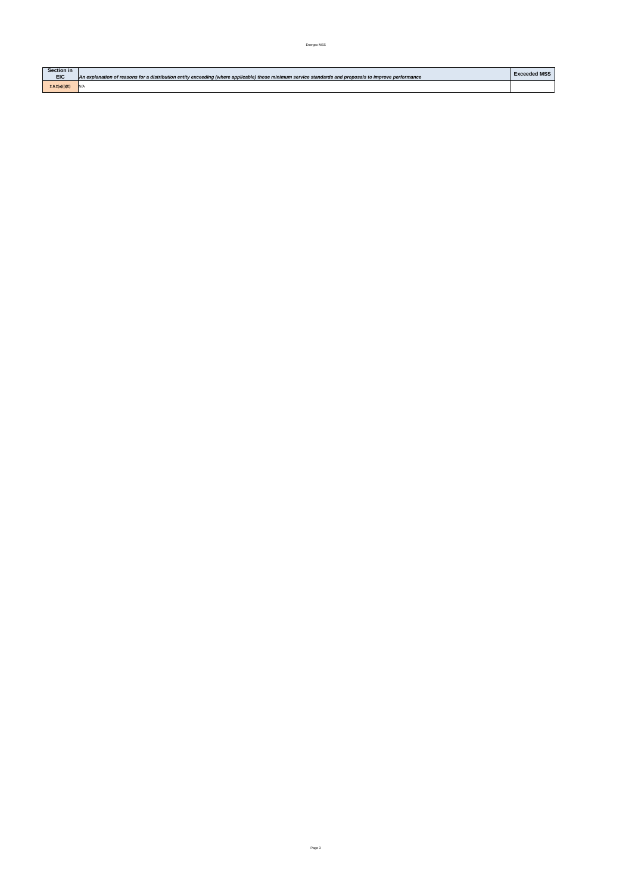| Section in EIC | *An explanation of reasons for a distribution entity exceeding (where applicable) those minimum service standards and proposals to improve performance* | Exceeded MSS |
|---|---|---|
| 2.6.2(a)(i)(E) | N/A | |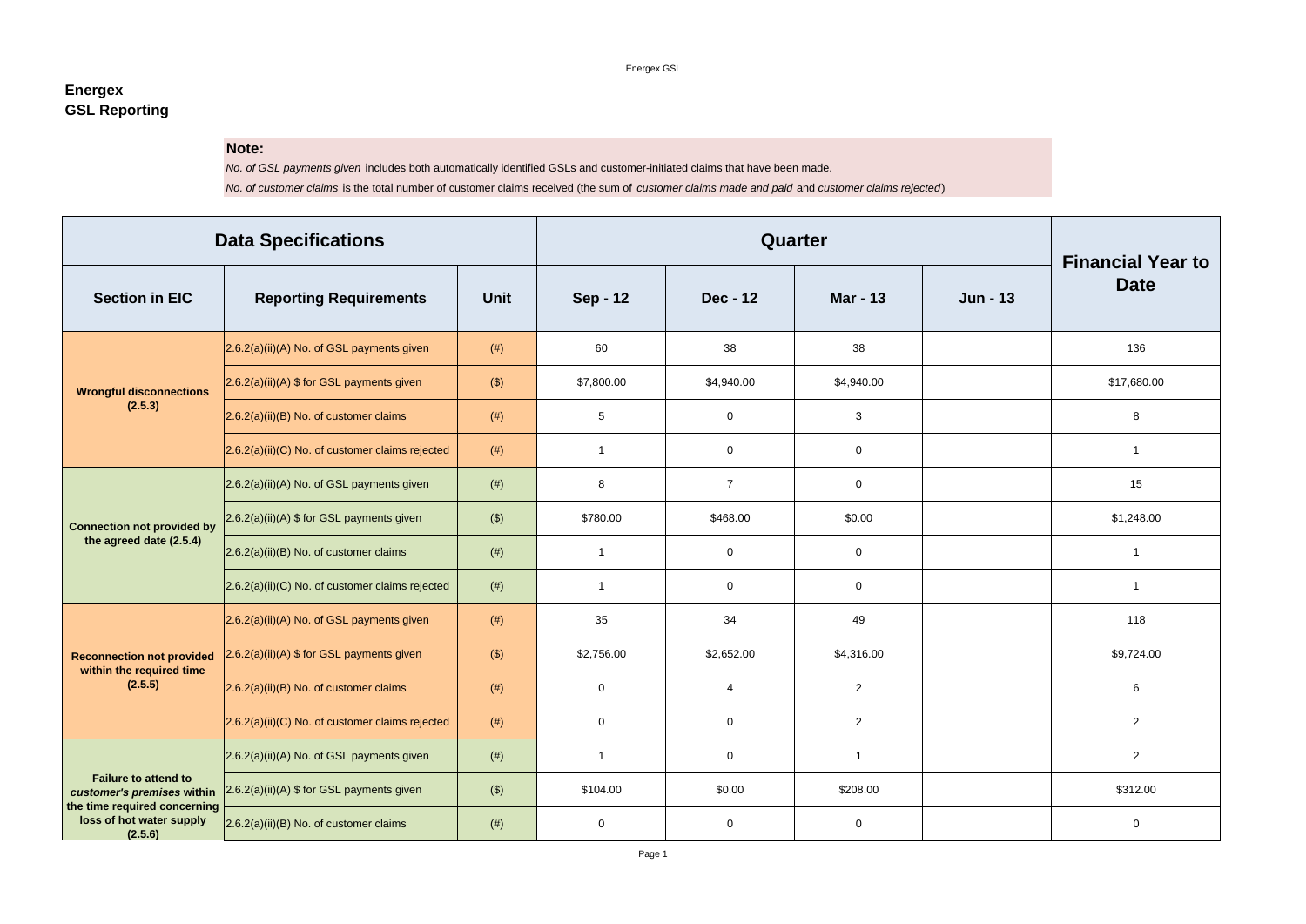**Energex**
**GSL Reporting**

**Note:**

*No. of GSL payments given* includes both automatically identified GSLs and customer-initiated claims that have been made.

*No. of customer claims* is the total number of customer claims received (the sum of *customer claims made and paid* and *customer claims rejected*)

| Data Specifications | | | Quarter | | | | Financial Year to Date |
|---|---|---|---|---|---|---|---|
| **Section in EIC** | **Reporting Requirements** | **Unit** | **Sep - 12** | **Dec - 12** | **Mar - 13** | **Jun - 13** | |
| **Wrongful disconnections (2.5.3)** | 2.6.2(a)(ii)(A) No. of GSL payments given | (#) | 60 | 38 | 38 | | 136 |
| | 2.6.2(a)(ii)(A) $ for GSL payments given | ($) | $7,800.00 | $4,940.00 | $4,940.00 | | $17,680.00 |
| | 2.6.2(a)(ii)(B) No. of customer claims | (#) | 5 | 0 | 3 | | 8 |
| | 2.6.2(a)(ii)(C) No. of customer claims rejected | (#) | 1 | 0 | 0 | | 1 |
| **Connection not provided by the agreed date (2.5.4)** | 2.6.2(a)(ii)(A) No. of GSL payments given | (#) | 8 | 7 | 0 | | 15 |
| | 2.6.2(a)(ii)(A) $ for GSL payments given | ($) | $780.00 | $468.00 | $0.00 | | $1,248.00 |
| | 2.6.2(a)(ii)(B) No. of customer claims | (#) | 1 | 0 | 0 | | 1 |
| | 2.6.2(a)(ii)(C) No. of customer claims rejected | (#) | 1 | 0 | 0 | | 1 |
| **Reconnection not provided within the required time (2.5.5)** | 2.6.2(a)(ii)(A) No. of GSL payments given | (#) | 35 | 34 | 49 | | 118 |
| | 2.6.2(a)(ii)(A) $ for GSL payments given | ($) | $2,756.00 | $2,652.00 | $4,316.00 | | $9,724.00 |
| | 2.6.2(a)(ii)(B) No. of customer claims | (#) | 0 | 4 | 2 | | 6 |
| | 2.6.2(a)(ii)(C) No. of customer claims rejected | (#) | 0 | 0 | 2 | | 2 |
| **Failure to attend to *customer's premises* within the time required concerning loss of hot water supply (2.5.6)** | 2.6.2(a)(ii)(A) No. of GSL payments given | (#) | 1 | 0 | 1 | | 2 |
| | 2.6.2(a)(ii)(A) $ for GSL payments given | ($) | $104.00 | $0.00 | $208.00 | | $312.00 |
| | 2.6.2(a)(ii)(B) No. of customer claims | (#) | 0 | 0 | 0 | | 0 |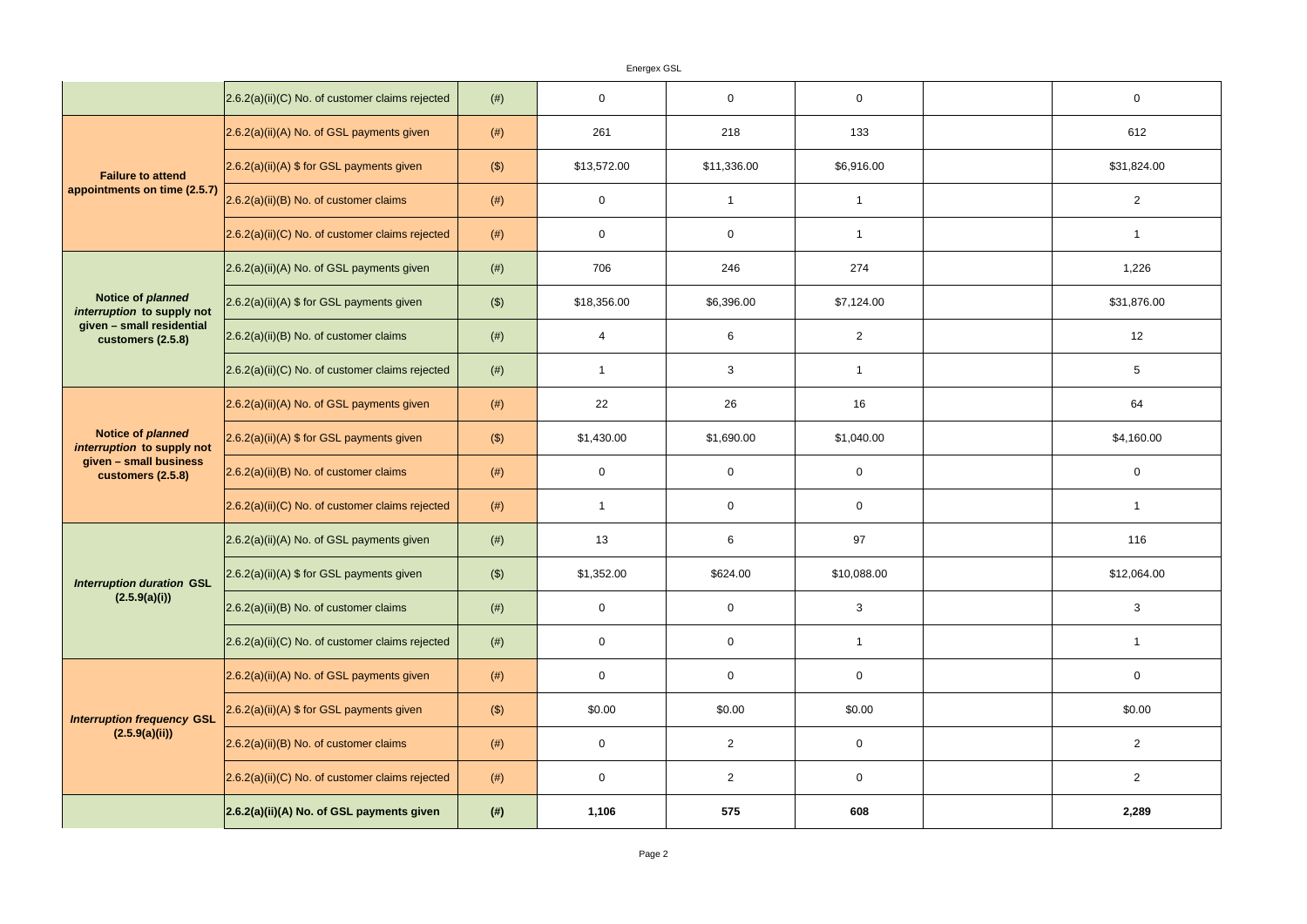| | | | | | | | |
|---|---|---|---|---|---|---|---|
| | 2.6.2(a)(ii)(C) No. of customer claims rejected | (#) | 0 | 0 | 0 | | 0 |
| **Failure to attend appointments on time (2.5.7)** | 2.6.2(a)(ii)(A) No. of GSL payments given | (#) | 261 | 218 | 133 | | 612 |
| | 2.6.2(a)(ii)(A) $ for GSL payments given | ($) | $13,572.00 | $11,336.00 | $6,916.00 | | $31,824.00 |
| | 2.6.2(a)(ii)(B) No. of customer claims | (#) | 0 | 1 | 1 | | 2 |
| | 2.6.2(a)(ii)(C) No. of customer claims rejected | (#) | 0 | 0 | 1 | | 1 |
| **Notice of *planned interruption* to supply not given – small residential customers (2.5.8)** | 2.6.2(a)(ii)(A) No. of GSL payments given | (#) | 706 | 246 | 274 | | 1,226 |
| | 2.6.2(a)(ii)(A) $ for GSL payments given | ($) | $18,356.00 | $6,396.00 | $7,124.00 | | $31,876.00 |
| | 2.6.2(a)(ii)(B) No. of customer claims | (#) | 4 | 6 | 2 | | 12 |
| | 2.6.2(a)(ii)(C) No. of customer claims rejected | (#) | 1 | 3 | 1 | | 5 |
| **Notice of *planned interruption* to supply not given – small business customers (2.5.8)** | 2.6.2(a)(ii)(A) No. of GSL payments given | (#) | 22 | 26 | 16 | | 64 |
| | 2.6.2(a)(ii)(A) $ for GSL payments given | ($) | $1,430.00 | $1,690.00 | $1,040.00 | | $4,160.00 |
| | 2.6.2(a)(ii)(B) No. of customer claims | (#) | 0 | 0 | 0 | | 0 |
| | 2.6.2(a)(ii)(C) No. of customer claims rejected | (#) | 1 | 0 | 0 | | 1 |
| ***Interruption duration* GSL (2.5.9(a)(i))** | 2.6.2(a)(ii)(A) No. of GSL payments given | (#) | 13 | 6 | 97 | | 116 |
| | 2.6.2(a)(ii)(A) $ for GSL payments given | ($) | $1,352.00 | $624.00 | $10,088.00 | | $12,064.00 |
| | 2.6.2(a)(ii)(B) No. of customer claims | (#) | 0 | 0 | 3 | | 3 |
| | 2.6.2(a)(ii)(C) No. of customer claims rejected | (#) | 0 | 0 | 1 | | 1 |
| ***Interruption frequency* GSL (2.5.9(a)(ii))** | 2.6.2(a)(ii)(A) No. of GSL payments given | (#) | 0 | 0 | 0 | | 0 |
| | 2.6.2(a)(ii)(A) $ for GSL payments given | ($) | $0.00 | $0.00 | $0.00 | | $0.00 |
| | 2.6.2(a)(ii)(B) No. of customer claims | (#) | 0 | 2 | 0 | | 2 |
| | 2.6.2(a)(ii)(C) No. of customer claims rejected | (#) | 0 | 2 | 0 | | 2 |
| | **2.6.2(a)(ii)(A) No. of GSL payments given** | **(#)** | **1,106** | **575** | **608** | | **2,289** |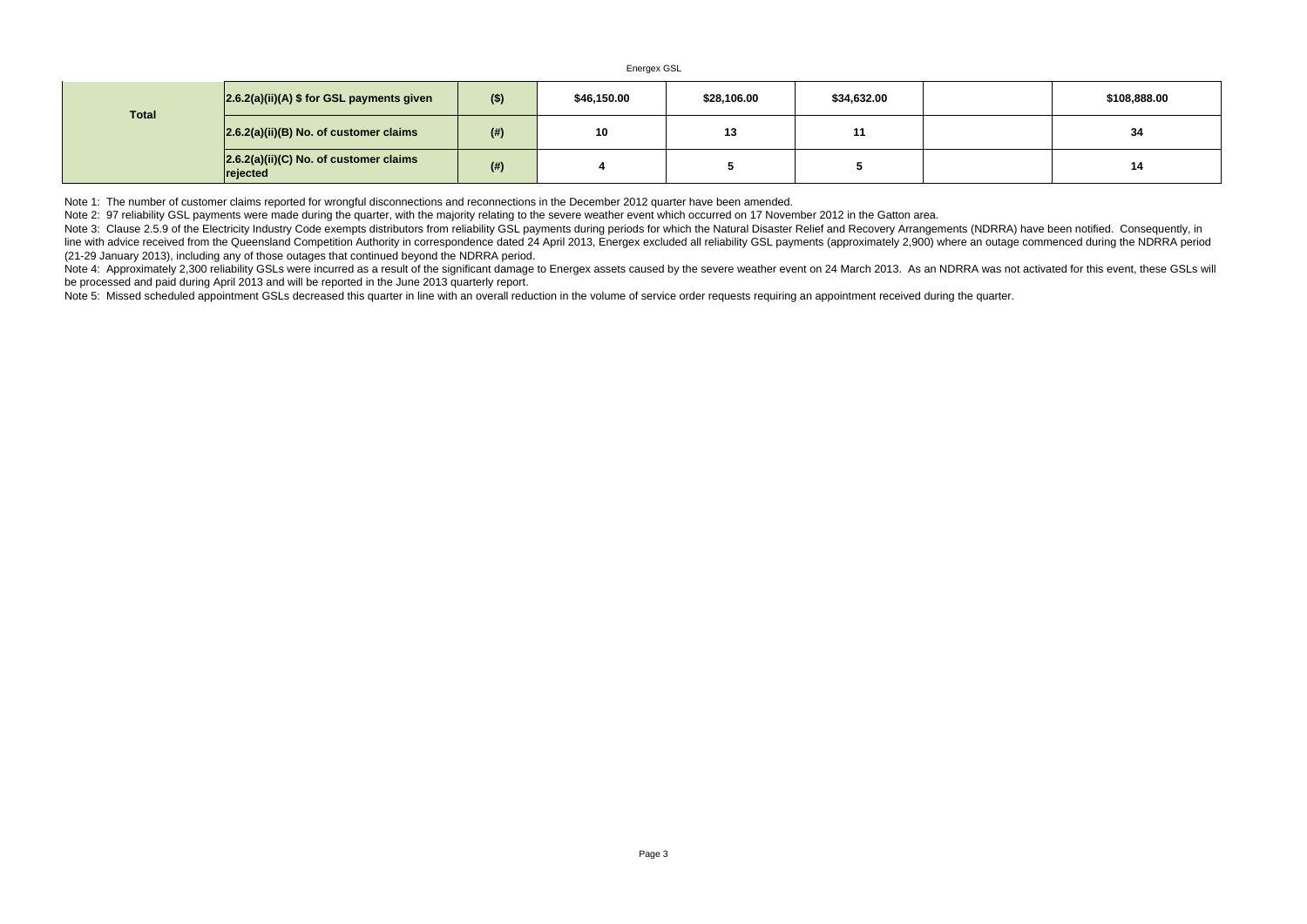Energex GSL

| | | | | | | | |
|---|---|---|---|---|---|---|---|
| **Total** | **2.6.2(a)(ii)(A) $ for GSL payments given** | **($)** | **$46,150.00** | **$28,106.00** | **$34,632.00** | | **$108,888.00** |
| | **2.6.2(a)(ii)(B) No. of customer claims** | **(#)** | **10** | **13** | **11** | | **34** |
| | **2.6.2(a)(ii)(C) No. of customer claims rejected** | **(#)** | **4** | **5** | **5** | | **14** |

Note 1: The number of customer claims reported for wrongful disconnections and reconnections in the December 2012 quarter have been amended.

Note 2: 97 reliability GSL payments were made during the quarter, with the majority relating to the severe weather event which occurred on 17 November 2012 in the Gatton area.

Note 3: Clause 2.5.9 of the Electricity Industry Code exempts distributors from reliability GSL payments during periods for which the Natural Disaster Relief and Recovery Arrangements (NDRRA) have been notified. Consequently, in line with advice received from the Queensland Competition Authority in correspondence dated 24 April 2013, Energex excluded all reliability GSL payments (approximately 2,900) where an outage commenced during the NDRRA period (21-29 January 2013), including any of those outages that continued beyond the NDRRA period.

Note 4: Approximately 2,300 reliability GSLs were incurred as a result of the significant damage to Energex assets caused by the severe weather event on 24 March 2013. As an NDRRA was not activated for this event, these GSLs will be processed and paid during April 2013 and will be reported in the June 2013 quarterly report.

Note 5: Missed scheduled appointment GSLs decreased this quarter in line with an overall reduction in the volume of service order requests requiring an appointment received during the quarter.